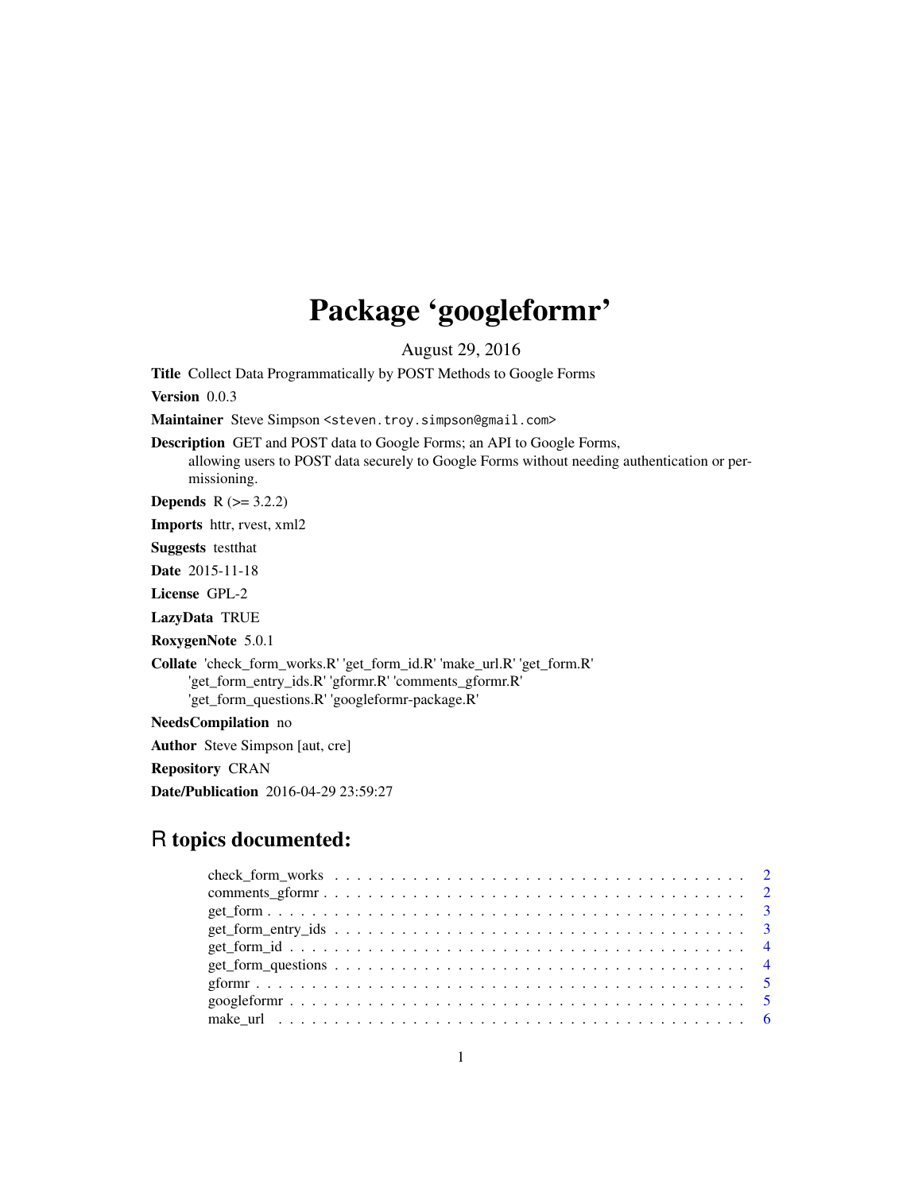# Package 'googleformr'

August 29, 2016

**Title** Collect Data Programmatically by POST Methods to Google Forms

**Version** 0.0.3

**Maintainer** Steve Simpson <steven.troy.simpson@gmail.com>

**Description** GET and POST data to Google Forms; an API to Google Forms, allowing users to POST data securely to Google Forms without needing authentication or permissioning.

**Depends** R (>= 3.2.2)

**Imports** httr, rvest, xml2

**Suggests** testthat

**Date** 2015-11-18

**License** GPL-2

**LazyData** TRUE

**RoxygenNote** 5.0.1

**Collate** 'check_form_works.R' 'get_form_id.R' 'make_url.R' 'get_form.R' 'get_form_entry_ids.R' 'gformr.R' 'comments_gformr.R' 'get_form_questions.R' 'googleformr-package.R'

**NeedsCompilation** no

**Author** Steve Simpson [aut, cre]

**Repository** CRAN

**Date/Publication** 2016-04-29 23:59:27

## R topics documented:

- check_form_works . . . . . . . . . . . . . . . . . . . . . . . . . . . . . . . . . . . . 2
- comments_gformr . . . . . . . . . . . . . . . . . . . . . . . . . . . . . . . . . . . . 2
- get_form . . . . . . . . . . . . . . . . . . . . . . . . . . . . . . . . . . . . . . . . 3
- get_form_entry_ids . . . . . . . . . . . . . . . . . . . . . . . . . . . . . . . . . . . 3
- get_form_id . . . . . . . . . . . . . . . . . . . . . . . . . . . . . . . . . . . . . . 4
- get_form_questions . . . . . . . . . . . . . . . . . . . . . . . . . . . . . . . . . . . 4
- gformr . . . . . . . . . . . . . . . . . . . . . . . . . . . . . . . . . . . . . . . . . 5
- googleformr . . . . . . . . . . . . . . . . . . . . . . . . . . . . . . . . . . . . . . 5
- make_url . . . . . . . . . . . . . . . . . . . . . . . . . . . . . . . . . . . . . . . . 6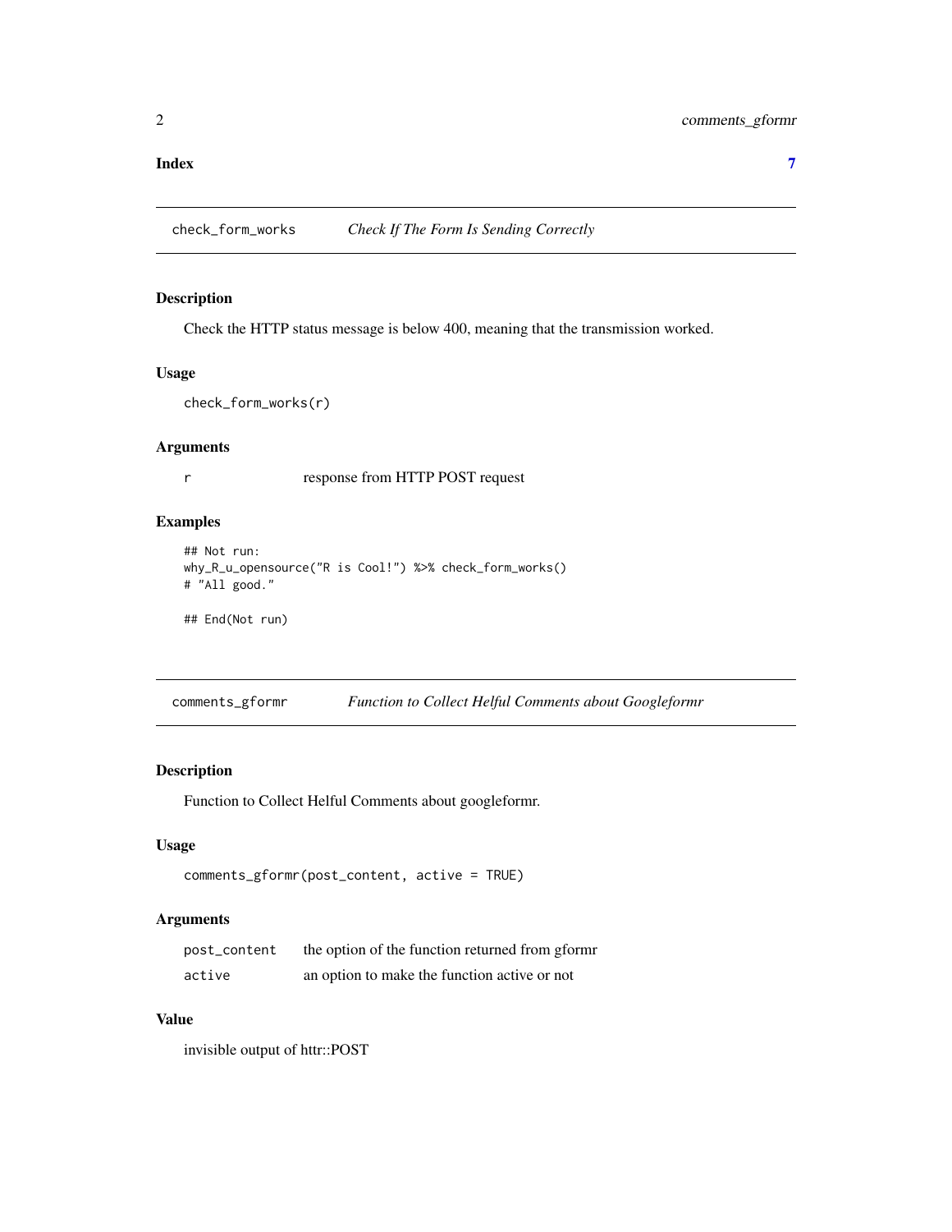**Index** **7**

## check_form_works *Check If The Form Is Sending Correctly*

### Description

Check the HTTP status message is below 400, meaning that the transmission worked.

### Usage

```
check_form_works(r)
```

### Arguments

| | |
|---|---|
| r | response from HTTP POST request |

### Examples

```
## Not run:
why_R_u_opensource("R is Cool!") %>% check_form_works()
# "All good."

## End(Not run)
```

## comments_gformr *Function to Collect Helful Comments about Googleformr*

### Description

Function to Collect Helful Comments about googleformr.

### Usage

```
comments_gformr(post_content, active = TRUE)
```

### Arguments

| | |
|---|---|
| post_content | the option of the function returned from gformr |
| active | an option to make the function active or not |

### Value

invisible output of httr::POST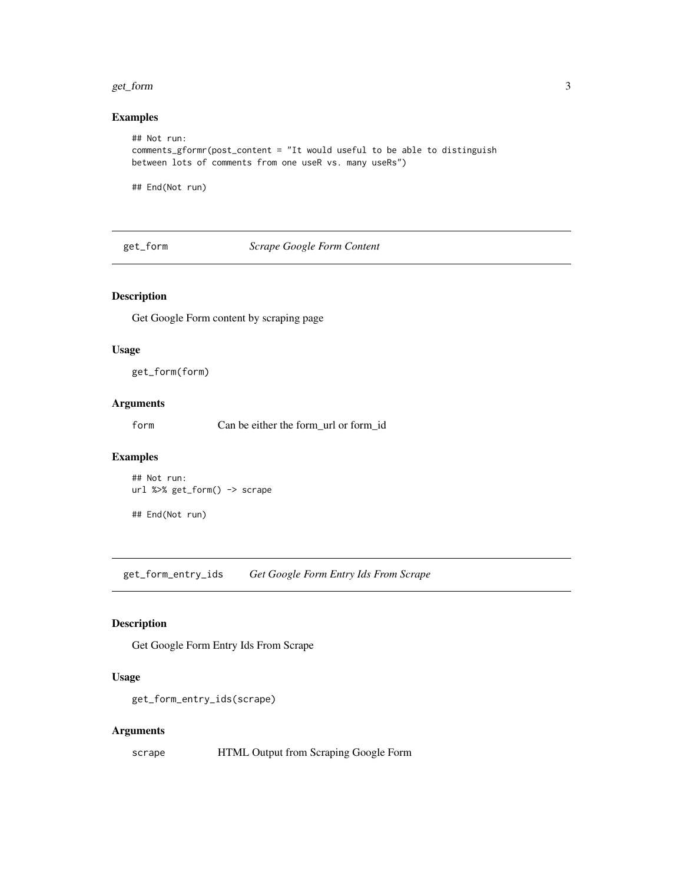### Examples

```
## Not run:
comments_gformr(post_content = "It would useful to be able to distinguish
between lots of comments from one useR vs. many useRs")

## End(Not run)
```

---

## get_form — *Scrape Google Form Content*

### Description

Get Google Form content by scraping page

### Usage

```
get_form(form)
```

### Arguments

| | |
|---|---|
| form | Can be either the form_url or form_id |

### Examples

```
## Not run:
url %>% get_form() -> scrape

## End(Not run)
```

---

## get_form_entry_ids — *Get Google Form Entry Ids From Scrape*

### Description

Get Google Form Entry Ids From Scrape

### Usage

```
get_form_entry_ids(scrape)
```

### Arguments

| | |
|---|---|
| scrape | HTML Output from Scraping Google Form |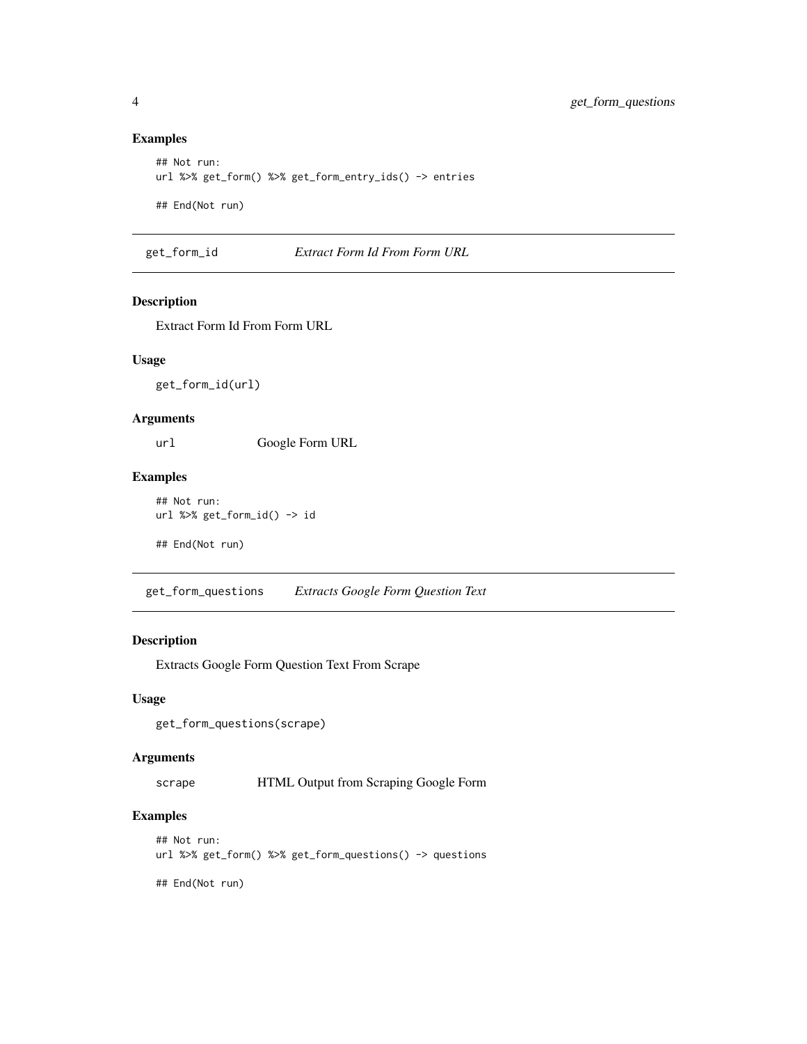### Examples

```
## Not run:
url %>% get_form() %>% get_form_entry_ids() -> entries

## End(Not run)
```

---

## get_form_id — *Extract Form Id From Form URL*

### Description

Extract Form Id From Form URL

### Usage

```
get_form_id(url)
```

### Arguments

| | |
|---|---|
| `url` | Google Form URL |

### Examples

```
## Not run:
url %>% get_form_id() -> id

## End(Not run)
```

---

## get_form_questions — *Extracts Google Form Question Text*

### Description

Extracts Google Form Question Text From Scrape

### Usage

```
get_form_questions(scrape)
```

### Arguments

| | |
|---|---|
| `scrape` | HTML Output from Scraping Google Form |

### Examples

```
## Not run:
url %>% get_form() %>% get_form_questions() -> questions

## End(Not run)
```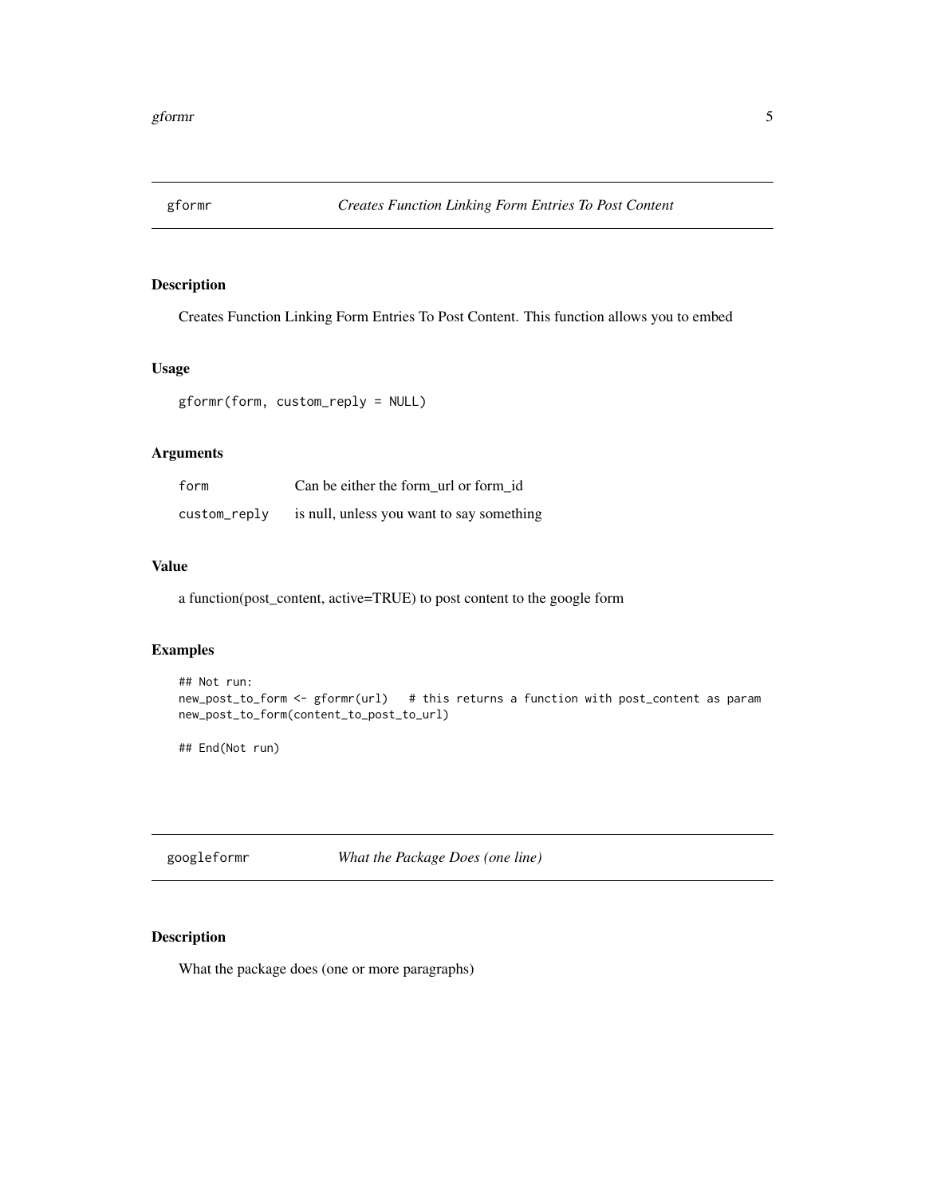## gformr — *Creates Function Linking Form Entries To Post Content*

### Description

Creates Function Linking Form Entries To Post Content. This function allows you to embed

### Usage

```
gformr(form, custom_reply = NULL)
```

### Arguments

| | |
|---|---|
| `form` | Can be either the form_url or form_id |
| `custom_reply` | is null, unless you want to say something |

### Value

a function(post_content, active=TRUE) to post content to the google form

### Examples

```
## Not run:
new_post_to_form <- gformr(url)   # this returns a function with post_content as param
new_post_to_form(content_to_post_to_url)

## End(Not run)
```

## googleformr — *What the Package Does (one line)*

### Description

What the package does (one or more paragraphs)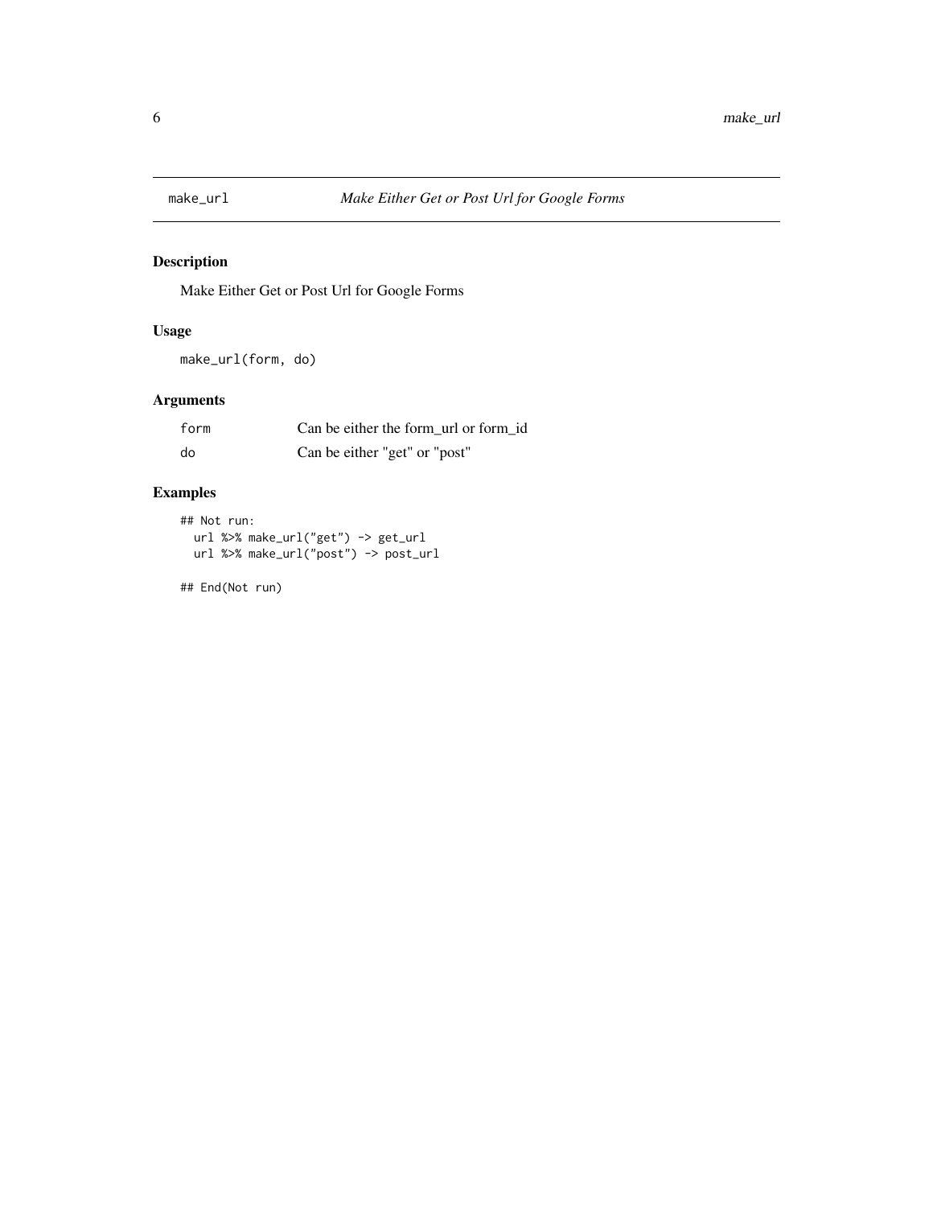# make_url — *Make Either Get or Post Url for Google Forms*

## Description

Make Either Get or Post Url for Google Forms

## Usage

```
make_url(form, do)
```

## Arguments

| | |
|---|---|
| form | Can be either the form_url or form_id |
| do | Can be either "get" or "post" |

## Examples

```
## Not run:
  url %>% make_url("get") -> get_url
  url %>% make_url("post") -> post_url

## End(Not run)
```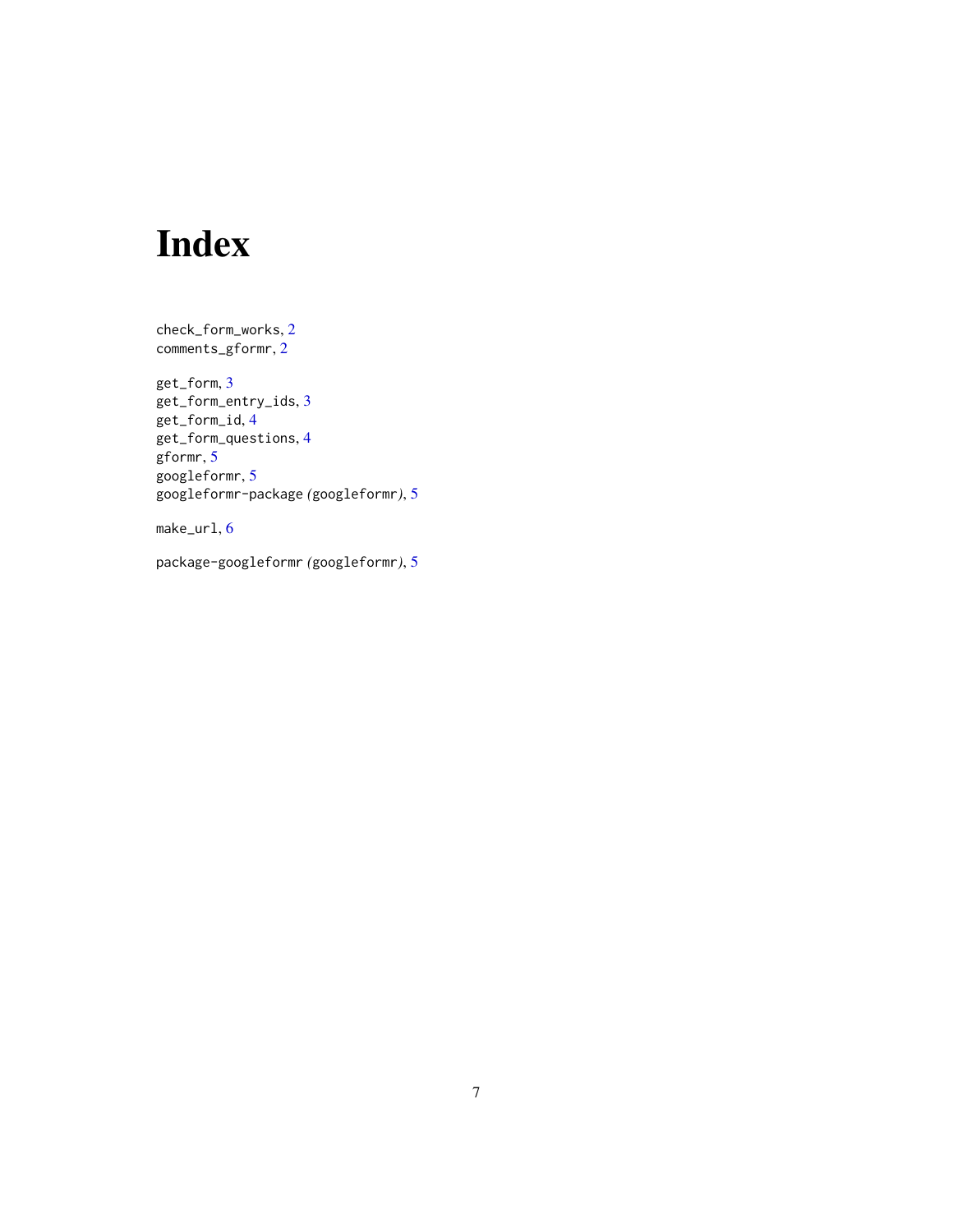# Index

check_form_works, 2
comments_gformr, 2

get_form, 3
get_form_entry_ids, 3
get_form_id, 4
get_form_questions, 4
gformr, 5
googleformr, 5
googleformr-package (googleformr), 5

make_url, 6

package-googleformr (googleformr), 5